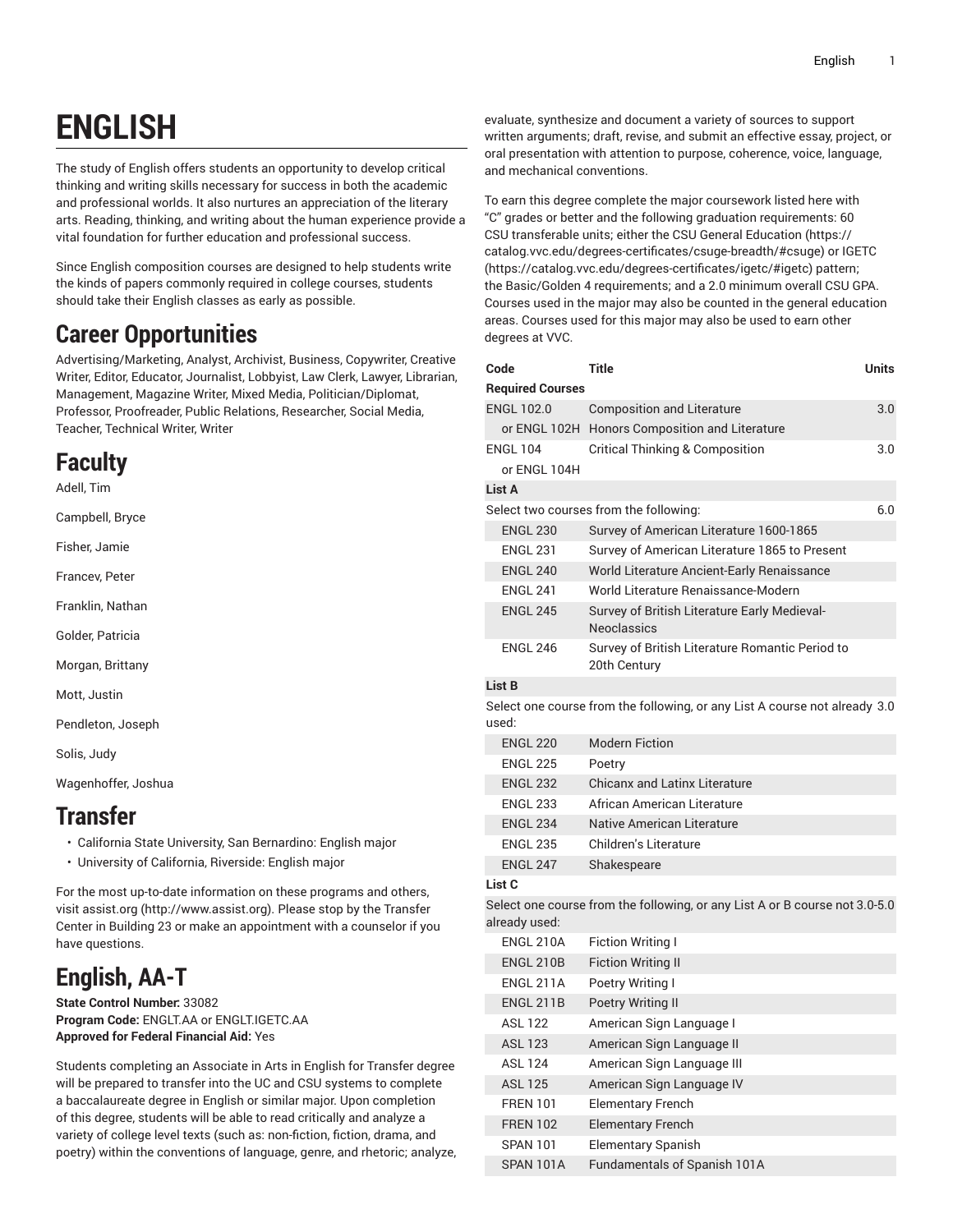# ENGLISH

The study of English offers students an opportunity to develop critical thinking and writing skills necessary for success in both the academic and professional worlds. It also nurtures an appreciation of the literary arts. Reading, thinking, and writing about the human experience provide a vital foundation for further education and professional success.

Since English composition courses are designed to help students write the kinds of papers commonly required in college courses, students should take their English classes as early as possible.

## Career Opportunities

Advertising/Marketing, Analyst, Archivist, Business, Copywriter, Creative Writer, Editor, Educator, Journalist, Lobbyist, Law Clerk, Lawyer, Librarian, Management, Magazine Writer, Mixed Media, Politician/Diplomat, Professor, Proofreader, Public Relations, Researcher, Social Media, Teacher, Technical Writer, Writer

## Faculty

Adell, Tim

Campbell, Bryce

Fisher, Jamie

Francev, Peter

Franklin, Nathan

Golder, Patricia

Morgan, Brittany

Mott, Justin

Pendleton, Joseph

Solis, Judy

Wagenhoffer, Joshua

## Transfer

- California State University, San Bernardino: English major
- University of California, Riverside: English major

For the most up-to-date information on these programs and others, visit assist.org (http://www.assist.org). Please stop by the Transfer Center in Building 23 or make an appointment with a counselor if you have questions.

## English, AA-T

**State Control Number:** 33082
**Program Code:** ENGLT.AA or ENGLT.IGETC.AA
**Approved for Federal Financial Aid:** Yes

Students completing an Associate in Arts in English for Transfer degree will be prepared to transfer into the UC and CSU systems to complete a baccalaureate degree in English or similar major. Upon completion of this degree, students will be able to read critically and analyze a variety of college level texts (such as: non-fiction, fiction, drama, and poetry) within the conventions of language, genre, and rhetoric; analyze, evaluate, synthesize and document a variety of sources to support written arguments; draft, revise, and submit an effective essay, project, or oral presentation with attention to purpose, coherence, voice, language, and mechanical conventions.

To earn this degree complete the major coursework listed here with "C" grades or better and the following graduation requirements: 60 CSU transferable units; either the CSU General Education (https://catalog.vvc.edu/degrees-certificates/csuge-breadth/#csuge) or IGETC (https://catalog.vvc.edu/degrees-certificates/igetc/#igetc) pattern; the Basic/Golden 4 requirements; and a 2.0 minimum overall CSU GPA. Courses used in the major may also be counted in the general education areas. Courses used for this major may also be used to earn other degrees at VVC.

| Code | Title | Units |
|---|---|---|
| **Required Courses** | | |
| ENGL 102.0 | Composition and Literature | 3.0 |
| or ENGL 102H | Honors Composition and Literature | |
| ENGL 104 | Critical Thinking & Composition | 3.0 |
| or ENGL 104H | | |
| **List A** | | |
| Select two courses from the following: | | 6.0 |
| ENGL 230 | Survey of American Literature 1600-1865 | |
| ENGL 231 | Survey of American Literature 1865 to Present | |
| ENGL 240 | World Literature Ancient-Early Renaissance | |
| ENGL 241 | World Literature Renaissance-Modern | |
| ENGL 245 | Survey of British Literature Early Medieval-Neoclassics | |
| ENGL 246 | Survey of British Literature Romantic Period to 20th Century | |
| **List B** | | |
| Select one course from the following, or any List A course not already used: | | 3.0 |
| ENGL 220 | Modern Fiction | |
| ENGL 225 | Poetry | |
| ENGL 232 | Chicanx and Latinx Literature | |
| ENGL 233 | African American Literature | |
| ENGL 234 | Native American Literature | |
| ENGL 235 | Children's Literature | |
| ENGL 247 | Shakespeare | |
| **List C** | | |
| Select one course from the following, or any List A or B course not already used: | | 3.0-5.0 |
| ENGL 210A | Fiction Writing I | |
| ENGL 210B | Fiction Writing II | |
| ENGL 211A | Poetry Writing I | |
| ENGL 211B | Poetry Writing II | |
| ASL 122 | American Sign Language I | |
| ASL 123 | American Sign Language II | |
| ASL 124 | American Sign Language III | |
| ASL 125 | American Sign Language IV | |
| FREN 101 | Elementary French | |
| FREN 102 | Elementary French | |
| SPAN 101 | Elementary Spanish | |
| SPAN 101A | Fundamentals of Spanish 101A | |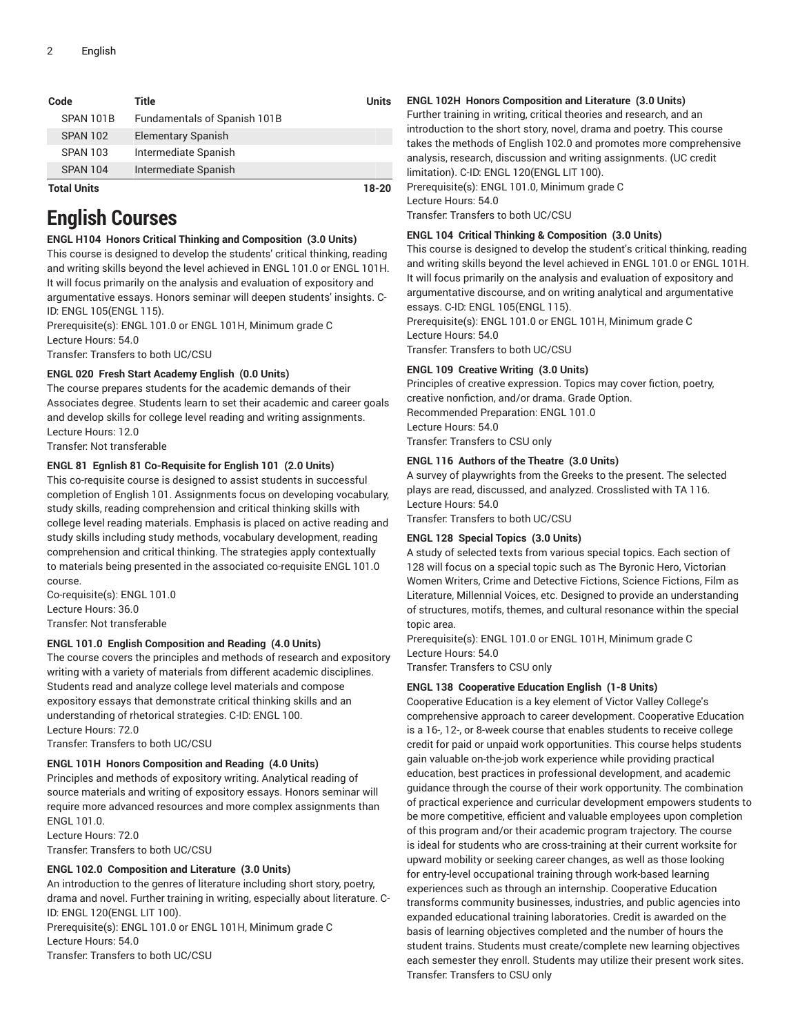| Code | Title | Units |
|---|---|---|
| SPAN 101B | Fundamentals of Spanish 101B | |
| SPAN 102 | Elementary Spanish | |
| SPAN 103 | Intermediate Spanish | |
| SPAN 104 | Intermediate Spanish | |
| **Total Units** | | **18-20** |

# English Courses

**ENGL H104 Honors Critical Thinking and Composition (3.0 Units)**
This course is designed to develop the students' critical thinking, reading and writing skills beyond the level achieved in ENGL 101.0 or ENGL 101H. It will focus primarily on the analysis and evaluation of expository and argumentative essays. Honors seminar will deepen students' insights. C-ID: ENGL 105(ENGL 115).
Prerequisite(s): ENGL 101.0 or ENGL 101H, Minimum grade C
Lecture Hours: 54.0
Transfer: Transfers to both UC/CSU

**ENGL 020 Fresh Start Academy English (0.0 Units)**
The course prepares students for the academic demands of their Associates degree. Students learn to set their academic and career goals and develop skills for college level reading and writing assignments.
Lecture Hours: 12.0
Transfer: Not transferable

**ENGL 81 Egnlish 81 Co-Requisite for English 101 (2.0 Units)**
This co-requisite course is designed to assist students in successful completion of English 101. Assignments focus on developing vocabulary, study skills, reading comprehension and critical thinking skills with college level reading materials. Emphasis is placed on active reading and study skills including study methods, vocabulary development, reading comprehension and critical thinking. The strategies apply contextually to materials being presented in the associated co-requisite ENGL 101.0 course.
Co-requisite(s): ENGL 101.0
Lecture Hours: 36.0
Transfer: Not transferable

**ENGL 101.0 English Composition and Reading (4.0 Units)**
The course covers the principles and methods of research and expository writing with a variety of materials from different academic disciplines. Students read and analyze college level materials and compose expository essays that demonstrate critical thinking skills and an understanding of rhetorical strategies. C-ID: ENGL 100.
Lecture Hours: 72.0
Transfer: Transfers to both UC/CSU

**ENGL 101H Honors Composition and Reading (4.0 Units)**
Principles and methods of expository writing. Analytical reading of source materials and writing of expository essays. Honors seminar will require more advanced resources and more complex assignments than ENGL 101.0.
Lecture Hours: 72.0
Transfer: Transfers to both UC/CSU

**ENGL 102.0 Composition and Literature (3.0 Units)**
An introduction to the genres of literature including short story, poetry, drama and novel. Further training in writing, especially about literature. C-ID: ENGL 120(ENGL LIT 100).
Prerequisite(s): ENGL 101.0 or ENGL 101H, Minimum grade C
Lecture Hours: 54.0
Transfer: Transfers to both UC/CSU

**ENGL 102H Honors Composition and Literature (3.0 Units)**
Further training in writing, critical theories and research, and an introduction to the short story, novel, drama and poetry. This course takes the methods of English 102.0 and promotes more comprehensive analysis, research, discussion and writing assignments. (UC credit limitation). C-ID: ENGL 120(ENGL LIT 100).
Prerequisite(s): ENGL 101.0, Minimum grade C
Lecture Hours: 54.0
Transfer: Transfers to both UC/CSU

**ENGL 104 Critical Thinking & Composition (3.0 Units)**
This course is designed to develop the student's critical thinking, reading and writing skills beyond the level achieved in ENGL 101.0 or ENGL 101H. It will focus primarily on the analysis and evaluation of expository and argumentative discourse, and on writing analytical and argumentative essays. C-ID: ENGL 105(ENGL 115).
Prerequisite(s): ENGL 101.0 or ENGL 101H, Minimum grade C
Lecture Hours: 54.0
Transfer: Transfers to both UC/CSU

**ENGL 109 Creative Writing (3.0 Units)**
Principles of creative expression. Topics may cover fiction, poetry, creative nonfiction, and/or drama. Grade Option.
Recommended Preparation: ENGL 101.0
Lecture Hours: 54.0
Transfer: Transfers to CSU only

**ENGL 116 Authors of the Theatre (3.0 Units)**
A survey of playwrights from the Greeks to the present. The selected plays are read, discussed, and analyzed. Crosslisted with TA 116.
Lecture Hours: 54.0
Transfer: Transfers to both UC/CSU

**ENGL 128 Special Topics (3.0 Units)**
A study of selected texts from various special topics. Each section of 128 will focus on a special topic such as The Byronic Hero, Victorian Women Writers, Crime and Detective Fictions, Science Fictions, Film as Literature, Millennial Voices, etc. Designed to provide an understanding of structures, motifs, themes, and cultural resonance within the special topic area.
Prerequisite(s): ENGL 101.0 or ENGL 101H, Minimum grade C
Lecture Hours: 54.0
Transfer: Transfers to CSU only

**ENGL 138 Cooperative Education English (1-8 Units)**
Cooperative Education is a key element of Victor Valley College's comprehensive approach to career development. Cooperative Education is a 16-, 12-, or 8-week course that enables students to receive college credit for paid or unpaid work opportunities. This course helps students gain valuable on-the-job work experience while providing practical education, best practices in professional development, and academic guidance through the course of their work opportunity. The combination of practical experience and curricular development empowers students to be more competitive, efficient and valuable employees upon completion of this program and/or their academic program trajectory. The course is ideal for students who are cross-training at their current worksite for upward mobility or seeking career changes, as well as those looking for entry-level occupational training through work-based learning experiences such as through an internship. Cooperative Education transforms community businesses, industries, and public agencies into expanded educational training laboratories. Credit is awarded on the basis of learning objectives completed and the number of hours the student trains. Students must create/complete new learning objectives each semester they enroll. Students may utilize their present work sites.
Transfer: Transfers to CSU only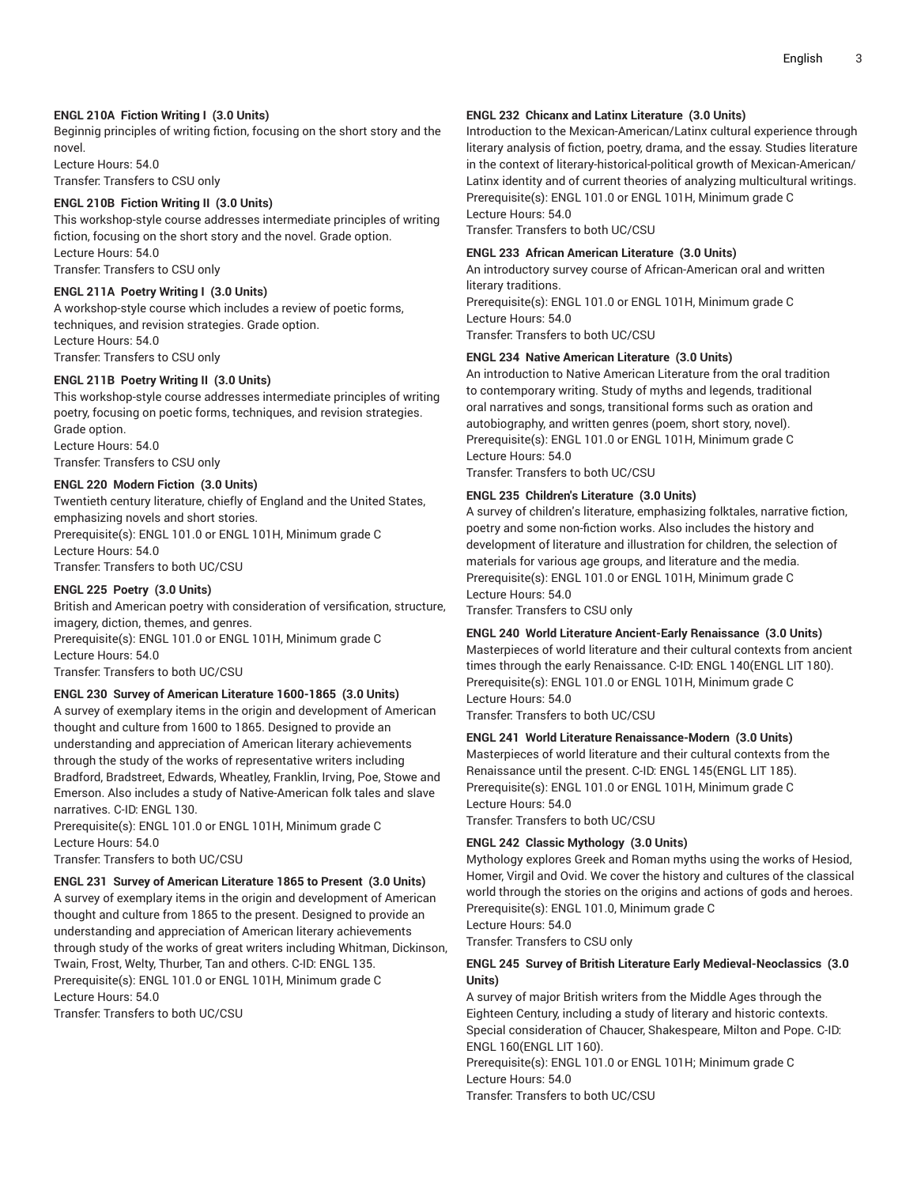#### ENGL 210A Fiction Writing I (3.0 Units)

Beginnig principles of writing fiction, focusing on the short story and the novel.
Lecture Hours: 54.0
Transfer: Transfers to CSU only

#### ENGL 210B Fiction Writing II (3.0 Units)

This workshop-style course addresses intermediate principles of writing fiction, focusing on the short story and the novel. Grade option.
Lecture Hours: 54.0
Transfer: Transfers to CSU only

#### ENGL 211A Poetry Writing I (3.0 Units)

A workshop-style course which includes a review of poetic forms, techniques, and revision strategies. Grade option.
Lecture Hours: 54.0
Transfer: Transfers to CSU only

#### ENGL 211B Poetry Writing II (3.0 Units)

This workshop-style course addresses intermediate principles of writing poetry, focusing on poetic forms, techniques, and revision strategies. Grade option.
Lecture Hours: 54.0
Transfer: Transfers to CSU only

#### ENGL 220 Modern Fiction (3.0 Units)

Twentieth century literature, chiefly of England and the United States, emphasizing novels and short stories.
Prerequisite(s): ENGL 101.0 or ENGL 101H, Minimum grade C
Lecture Hours: 54.0
Transfer: Transfers to both UC/CSU

#### ENGL 225 Poetry (3.0 Units)

British and American poetry with consideration of versification, structure, imagery, diction, themes, and genres.
Prerequisite(s): ENGL 101.0 or ENGL 101H, Minimum grade C
Lecture Hours: 54.0
Transfer: Transfers to both UC/CSU

#### ENGL 230 Survey of American Literature 1600-1865 (3.0 Units)

A survey of exemplary items in the origin and development of American thought and culture from 1600 to 1865. Designed to provide an understanding and appreciation of American literary achievements through the study of the works of representative writers including Bradford, Bradstreet, Edwards, Wheatley, Franklin, Irving, Poe, Stowe and Emerson. Also includes a study of Native-American folk tales and slave narratives. C-ID: ENGL 130.
Prerequisite(s): ENGL 101.0 or ENGL 101H, Minimum grade C
Lecture Hours: 54.0
Transfer: Transfers to both UC/CSU

#### ENGL 231 Survey of American Literature 1865 to Present (3.0 Units)

A survey of exemplary items in the origin and development of American thought and culture from 1865 to the present. Designed to provide an understanding and appreciation of American literary achievements through study of the works of great writers including Whitman, Dickinson, Twain, Frost, Welty, Thurber, Tan and others. C-ID: ENGL 135.
Prerequisite(s): ENGL 101.0 or ENGL 101H, Minimum grade C
Lecture Hours: 54.0
Transfer: Transfers to both UC/CSU

#### ENGL 232 Chicanx and Latinx Literature (3.0 Units)

Introduction to the Mexican-American/Latinx cultural experience through literary analysis of fiction, poetry, drama, and the essay. Studies literature in the context of literary-historical-political growth of Mexican-American/ Latinx identity and of current theories of analyzing multicultural writings.
Prerequisite(s): ENGL 101.0 or ENGL 101H, Minimum grade C
Lecture Hours: 54.0
Transfer: Transfers to both UC/CSU

#### ENGL 233 African American Literature (3.0 Units)

An introductory survey course of African-American oral and written literary traditions.
Prerequisite(s): ENGL 101.0 or ENGL 101H, Minimum grade C
Lecture Hours: 54.0
Transfer: Transfers to both UC/CSU

#### ENGL 234 Native American Literature (3.0 Units)

An introduction to Native American Literature from the oral tradition to contemporary writing. Study of myths and legends, traditional oral narratives and songs, transitional forms such as oration and autobiography, and written genres (poem, short story, novel).
Prerequisite(s): ENGL 101.0 or ENGL 101H, Minimum grade C
Lecture Hours: 54.0
Transfer: Transfers to both UC/CSU

#### ENGL 235 Children's Literature (3.0 Units)

A survey of children's literature, emphasizing folktales, narrative fiction, poetry and some non-fiction works. Also includes the history and development of literature and illustration for children, the selection of materials for various age groups, and literature and the media.
Prerequisite(s): ENGL 101.0 or ENGL 101H, Minimum grade C
Lecture Hours: 54.0
Transfer: Transfers to CSU only

#### ENGL 240 World Literature Ancient-Early Renaissance (3.0 Units)

Masterpieces of world literature and their cultural contexts from ancient times through the early Renaissance. C-ID: ENGL 140(ENGL LIT 180).
Prerequisite(s): ENGL 101.0 or ENGL 101H, Minimum grade C
Lecture Hours: 54.0
Transfer: Transfers to both UC/CSU

#### ENGL 241 World Literature Renaissance-Modern (3.0 Units)

Masterpieces of world literature and their cultural contexts from the Renaissance until the present. C-ID: ENGL 145(ENGL LIT 185).
Prerequisite(s): ENGL 101.0 or ENGL 101H, Minimum grade C
Lecture Hours: 54.0
Transfer: Transfers to both UC/CSU

#### ENGL 242 Classic Mythology (3.0 Units)

Mythology explores Greek and Roman myths using the works of Hesiod, Homer, Virgil and Ovid. We cover the history and cultures of the classical world through the stories on the origins and actions of gods and heroes.
Prerequisite(s): ENGL 101.0, Minimum grade C
Lecture Hours: 54.0
Transfer: Transfers to CSU only

#### ENGL 245 Survey of British Literature Early Medieval-Neoclassics (3.0 Units)

A survey of major British writers from the Middle Ages through the Eighteen Century, including a study of literary and historic contexts. Special consideration of Chaucer, Shakespeare, Milton and Pope. C-ID: ENGL 160(ENGL LIT 160).
Prerequisite(s): ENGL 101.0 or ENGL 101H; Minimum grade C
Lecture Hours: 54.0
Transfer: Transfers to both UC/CSU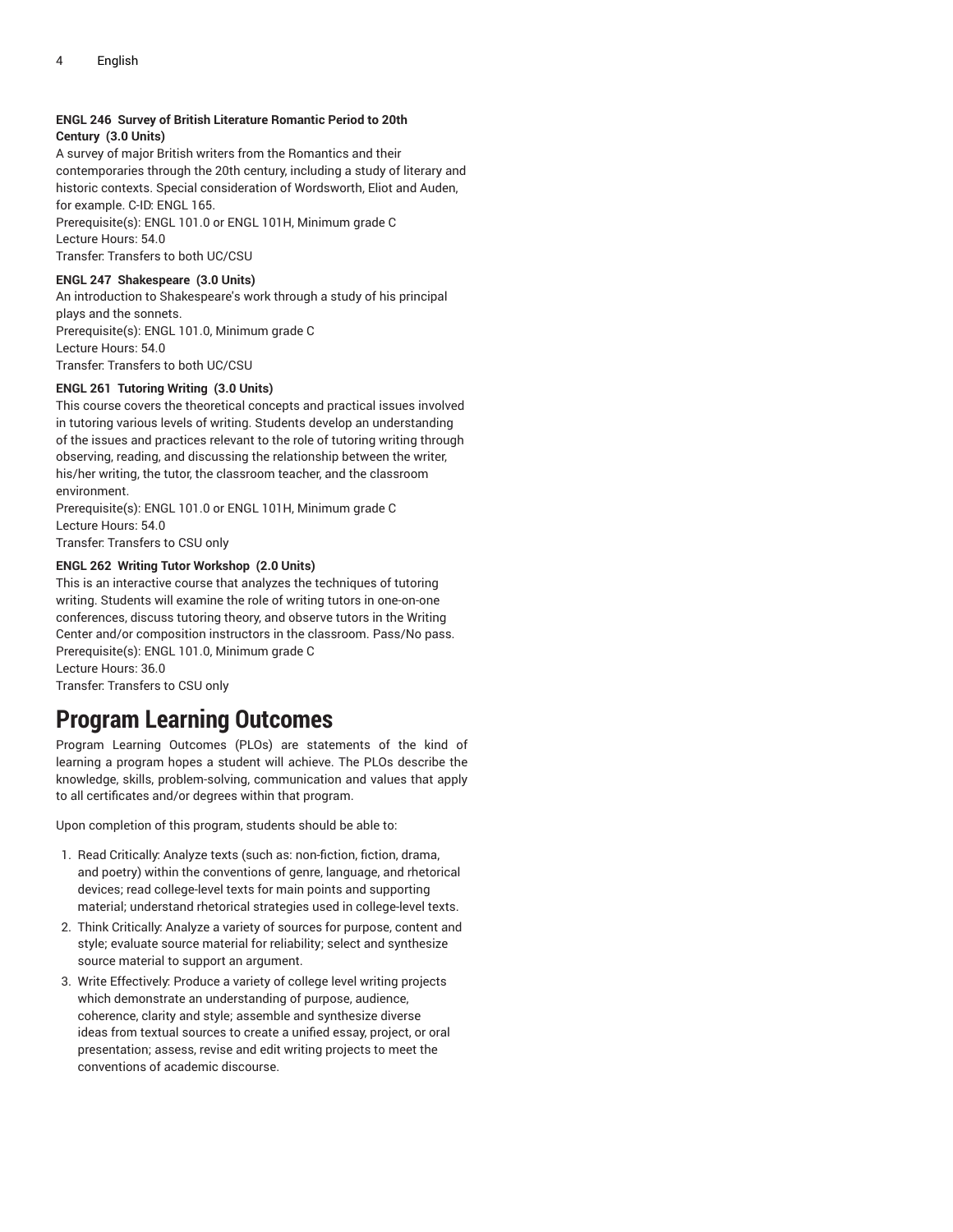**ENGL 246 Survey of British Literature Romantic Period to 20th Century (3.0 Units)**

A survey of major British writers from the Romantics and their contemporaries through the 20th century, including a study of literary and historic contexts. Special consideration of Wordsworth, Eliot and Auden, for example. C-ID: ENGL 165.
Prerequisite(s): ENGL 101.0 or ENGL 101H, Minimum grade C
Lecture Hours: 54.0
Transfer: Transfers to both UC/CSU

**ENGL 247 Shakespeare (3.0 Units)**

An introduction to Shakespeare's work through a study of his principal plays and the sonnets.
Prerequisite(s): ENGL 101.0, Minimum grade C
Lecture Hours: 54.0
Transfer: Transfers to both UC/CSU

**ENGL 261 Tutoring Writing (3.0 Units)**

This course covers the theoretical concepts and practical issues involved in tutoring various levels of writing. Students develop an understanding of the issues and practices relevant to the role of tutoring writing through observing, reading, and discussing the relationship between the writer, his/her writing, the tutor, the classroom teacher, and the classroom environment.
Prerequisite(s): ENGL 101.0 or ENGL 101H, Minimum grade C
Lecture Hours: 54.0
Transfer: Transfers to CSU only

**ENGL 262 Writing Tutor Workshop (2.0 Units)**

This is an interactive course that analyzes the techniques of tutoring writing. Students will examine the role of writing tutors in one-on-one conferences, discuss tutoring theory, and observe tutors in the Writing Center and/or composition instructors in the classroom. Pass/No pass.
Prerequisite(s): ENGL 101.0, Minimum grade C
Lecture Hours: 36.0
Transfer: Transfers to CSU only

# Program Learning Outcomes

Program Learning Outcomes (PLOs) are statements of the kind of learning a program hopes a student will achieve. The PLOs describe the knowledge, skills, problem-solving, communication and values that apply to all certificates and/or degrees within that program.

Upon completion of this program, students should be able to:

1. Read Critically: Analyze texts (such as: non-fiction, fiction, drama, and poetry) within the conventions of genre, language, and rhetorical devices; read college-level texts for main points and supporting material; understand rhetorical strategies used in college-level texts.
2. Think Critically: Analyze a variety of sources for purpose, content and style; evaluate source material for reliability; select and synthesize source material to support an argument.
3. Write Effectively: Produce a variety of college level writing projects which demonstrate an understanding of purpose, audience, coherence, clarity and style; assemble and synthesize diverse ideas from textual sources to create a unified essay, project, or oral presentation; assess, revise and edit writing projects to meet the conventions of academic discourse.